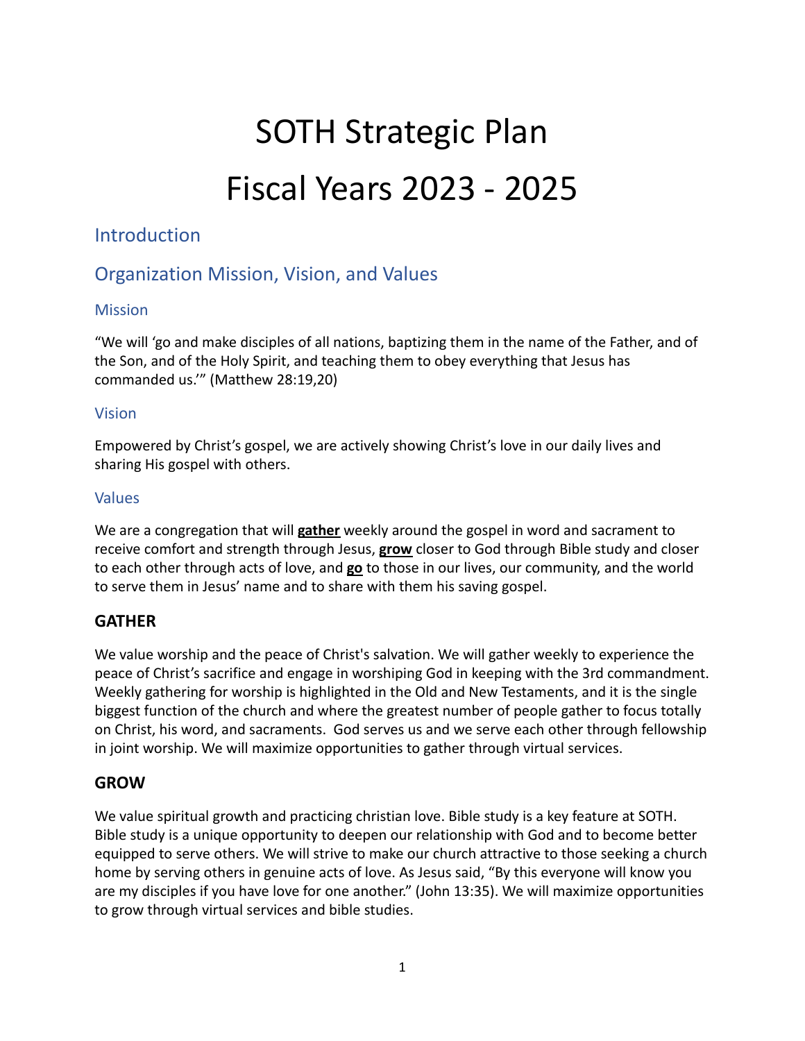# SOTH Strategic Plan

# Fiscal Years 2023 - 2025

## Introduction

## Organization Mission, Vision, and Values

### Mission

"We will 'go and make disciples of all nations, baptizing them in the name of the Father, and of the Son, and of the Holy Spirit, and teaching them to obey everything that Jesus has commanded us.'" (Matthew 28:19,20)

### Vision

Empowered by Christ's gospel, we are actively showing Christ's love in our daily lives and sharing His gospel with others.

### Values

We are a congregation that will **gather** weekly around the gospel in word and sacrament to receive comfort and strength through Jesus, **grow** closer to God through Bible study and closer to each other through acts of love, and **go** to those in our lives, our community, and the world to serve them in Jesus' name and to share with them his saving gospel.

### GATHER

We value worship and the peace of Christ's salvation. We will gather weekly to experience the peace of Christ's sacrifice and engage in worshiping God in keeping with the 3rd commandment. Weekly gathering for worship is highlighted in the Old and New Testaments, and it is the single biggest function of the church and where the greatest number of people gather to focus totally on Christ, his word, and sacraments. God serves us and we serve each other through fellowship in joint worship. We will maximize opportunities to gather through virtual services.

### GROW

We value spiritual growth and practicing christian love. Bible study is a key feature at SOTH. Bible study is a unique opportunity to deepen our relationship with God and to become better equipped to serve others. We will strive to make our church attractive to those seeking a church home by serving others in genuine acts of love. As Jesus said, "By this everyone will know you are my disciples if you have love for one another." (John 13:35). We will maximize opportunities to grow through virtual services and bible studies.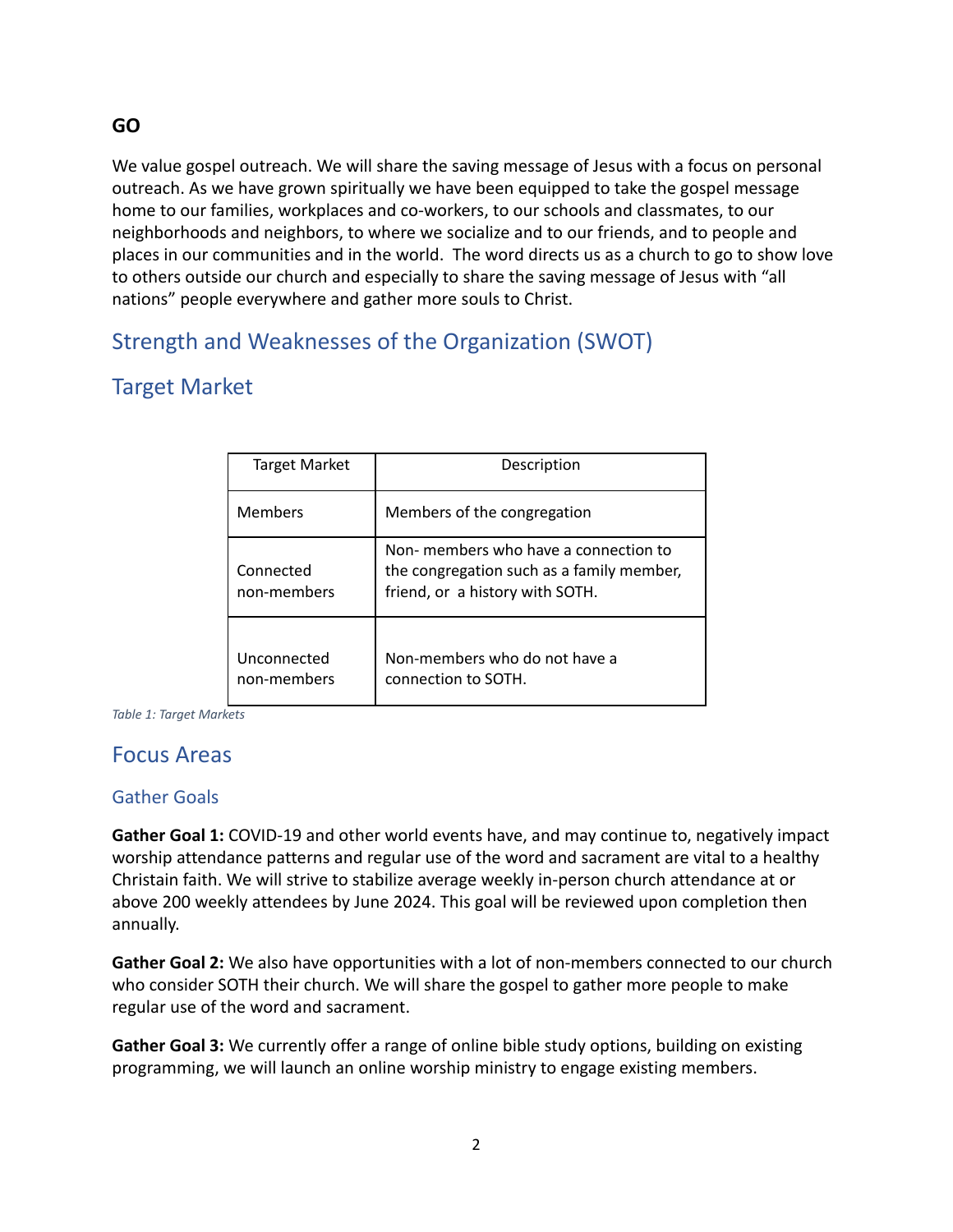**GO**

We value gospel outreach. We will share the saving message of Jesus with a focus on personal outreach. As we have grown spiritually we have been equipped to take the gospel message home to our families, workplaces and co-workers, to our schools and classmates, to our neighborhoods and neighbors, to where we socialize and to our friends, and to people and places in our communities and in the world. The word directs us as a church to go to show love to others outside our church and especially to share the saving message of Jesus with "all nations" people everywhere and gather more souls to Christ.

## Strength and Weaknesses of the Organization (SWOT)

## Target Market

| Target Market | Description |
|---|---|
| Members | Members of the congregation |
| Connected non-members | Non- members who have a connection to the congregation such as a family member, friend, or a history with SOTH. |
| Unconnected non-members | Non-members who do not have a connection to SOTH. |

*Table 1: Target Markets*

## Focus Areas

### Gather Goals

**Gather Goal 1:** COVID-19 and other world events have, and may continue to, negatively impact worship attendance patterns and regular use of the word and sacrament are vital to a healthy Christain faith. We will strive to stabilize average weekly in-person church attendance at or above 200 weekly attendees by June 2024. This goal will be reviewed upon completion then annually.

**Gather Goal 2:** We also have opportunities with a lot of non-members connected to our church who consider SOTH their church. We will share the gospel to gather more people to make regular use of the word and sacrament.

**Gather Goal 3:** We currently offer a range of online bible study options, building on existing programming, we will launch an online worship ministry to engage existing members.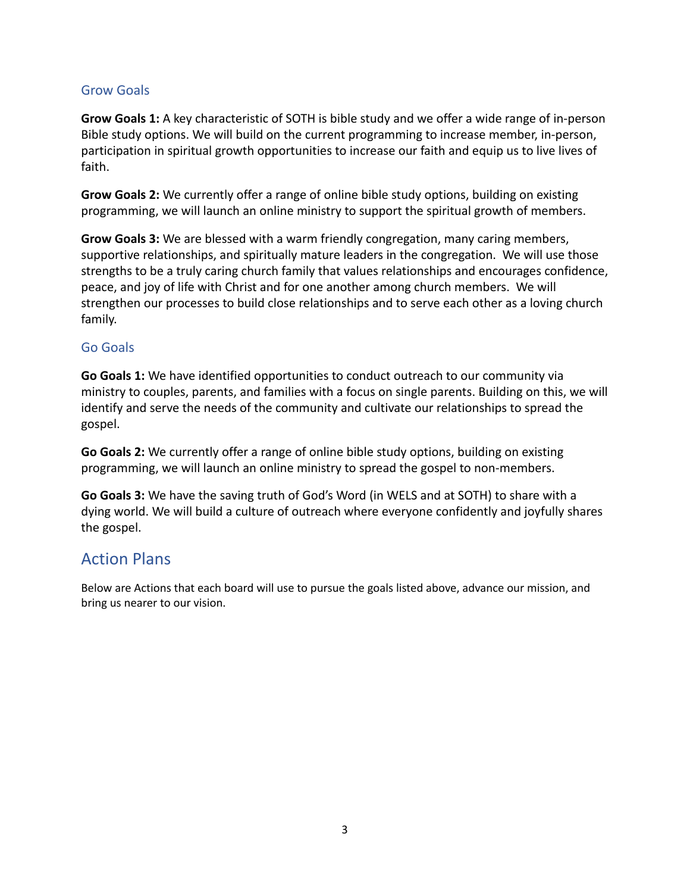### Grow Goals

**Grow Goals 1:** A key characteristic of SOTH is bible study and we offer a wide range of in-person Bible study options. We will build on the current programming to increase member, in-person, participation in spiritual growth opportunities to increase our faith and equip us to live lives of faith.

**Grow Goals 2:** We currently offer a range of online bible study options, building on existing programming, we will launch an online ministry to support the spiritual growth of members.

**Grow Goals 3:** We are blessed with a warm friendly congregation, many caring members, supportive relationships, and spiritually mature leaders in the congregation. We will use those strengths to be a truly caring church family that values relationships and encourages confidence, peace, and joy of life with Christ and for one another among church members. We will strengthen our processes to build close relationships and to serve each other as a loving church family.

### Go Goals

**Go Goals 1:** We have identified opportunities to conduct outreach to our community via ministry to couples, parents, and families with a focus on single parents. Building on this, we will identify and serve the needs of the community and cultivate our relationships to spread the gospel.

**Go Goals 2:** We currently offer a range of online bible study options, building on existing programming, we will launch an online ministry to spread the gospel to non-members.

**Go Goals 3:** We have the saving truth of God's Word (in WELS and at SOTH) to share with a dying world. We will build a culture of outreach where everyone confidently and joyfully shares the gospel.

## Action Plans

Below are Actions that each board will use to pursue the goals listed above, advance our mission, and bring us nearer to our vision.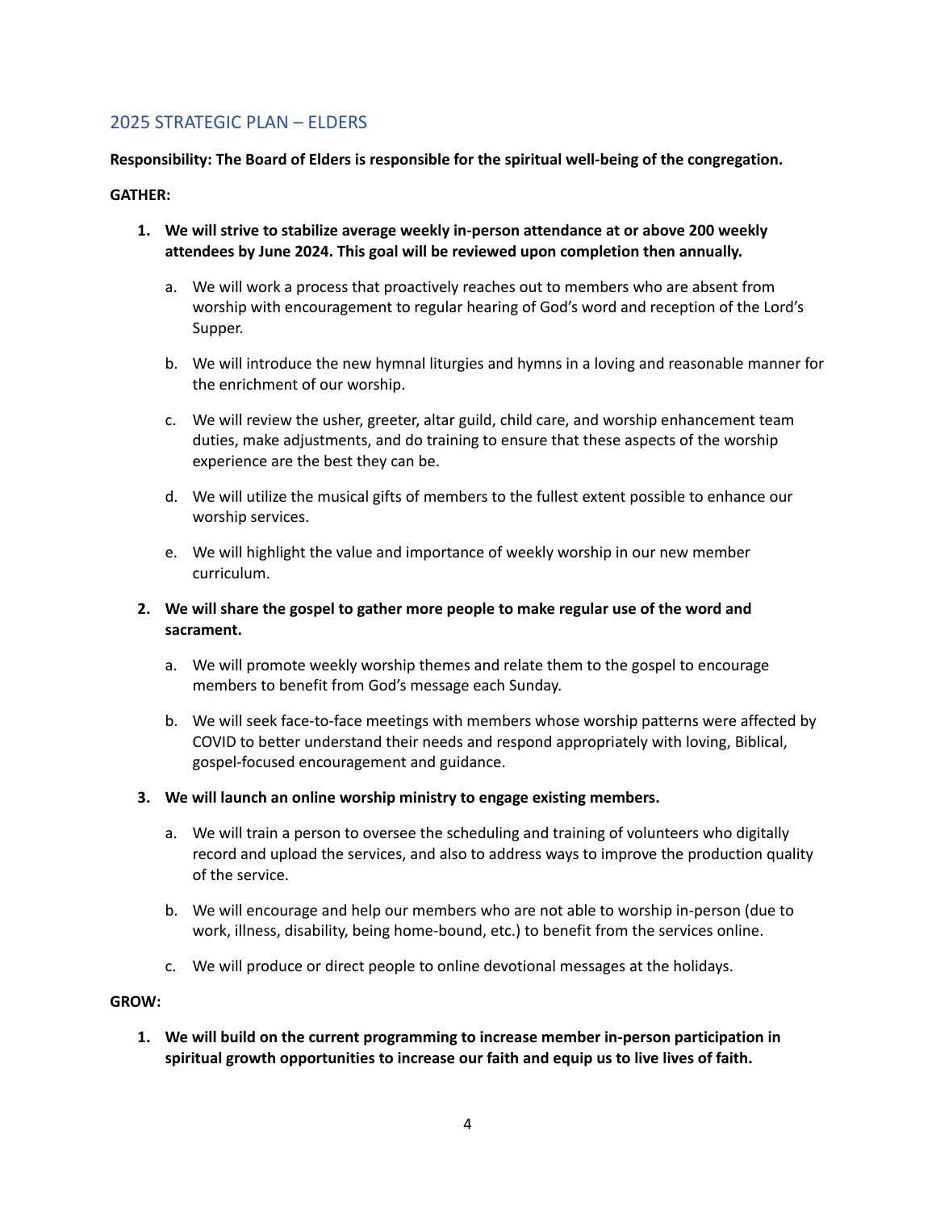## 2025 STRATEGIC PLAN – ELDERS

**Responsibility: The Board of Elders is responsible for the spiritual well-being of the congregation.**

**GATHER:**

1. **We will strive to stabilize average weekly in-person attendance at or above 200 weekly attendees by June 2024. This goal will be reviewed upon completion then annually.**

   a. We will work a process that proactively reaches out to members who are absent from worship with encouragement to regular hearing of God's word and reception of the Lord's Supper.

   b. We will introduce the new hymnal liturgies and hymns in a loving and reasonable manner for the enrichment of our worship.

   c. We will review the usher, greeter, altar guild, child care, and worship enhancement team duties, make adjustments, and do training to ensure that these aspects of the worship experience are the best they can be.

   d. We will utilize the musical gifts of members to the fullest extent possible to enhance our worship services.

   e. We will highlight the value and importance of weekly worship in our new member curriculum.

2. **We will share the gospel to gather more people to make regular use of the word and sacrament.**

   a. We will promote weekly worship themes and relate them to the gospel to encourage members to benefit from God's message each Sunday.

   b. We will seek face-to-face meetings with members whose worship patterns were affected by COVID to better understand their needs and respond appropriately with loving, Biblical, gospel-focused encouragement and guidance.

3. **We will launch an online worship ministry to engage existing members.**

   a. We will train a person to oversee the scheduling and training of volunteers who digitally record and upload the services, and also to address ways to improve the production quality of the service.

   b. We will encourage and help our members who are not able to worship in-person (due to work, illness, disability, being home-bound, etc.) to benefit from the services online.

   c. We will produce or direct people to online devotional messages at the holidays.

**GROW:**

1. **We will build on the current programming to increase member in-person participation in spiritual growth opportunities to increase our faith and equip us to live lives of faith.**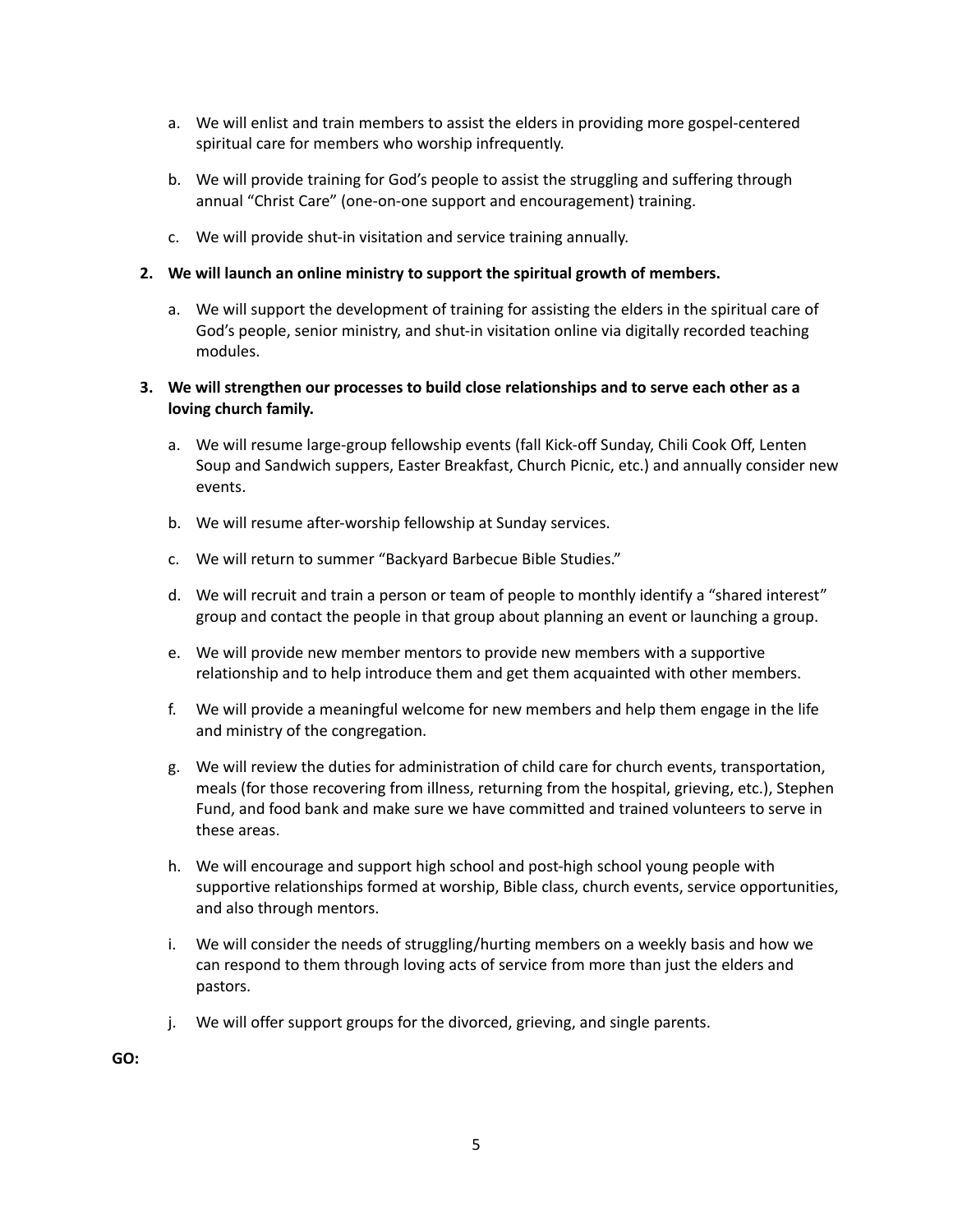a. We will enlist and train members to assist the elders in providing more gospel-centered spiritual care for members who worship infrequently.

b. We will provide training for God's people to assist the struggling and suffering through annual "Christ Care" (one-on-one support and encouragement) training.

c. We will provide shut-in visitation and service training annually.

**2. We will launch an online ministry to support the spiritual growth of members.**

a. We will support the development of training for assisting the elders in the spiritual care of God's people, senior ministry, and shut-in visitation online via digitally recorded teaching modules.

**3. We will strengthen our processes to build close relationships and to serve each other as a loving church family.**

a. We will resume large-group fellowship events (fall Kick-off Sunday, Chili Cook Off, Lenten Soup and Sandwich suppers, Easter Breakfast, Church Picnic, etc.) and annually consider new events.

b. We will resume after-worship fellowship at Sunday services.

c. We will return to summer "Backyard Barbecue Bible Studies."

d. We will recruit and train a person or team of people to monthly identify a "shared interest" group and contact the people in that group about planning an event or launching a group.

e. We will provide new member mentors to provide new members with a supportive relationship and to help introduce them and get them acquainted with other members.

f. We will provide a meaningful welcome for new members and help them engage in the life and ministry of the congregation.

g. We will review the duties for administration of child care for church events, transportation, meals (for those recovering from illness, returning from the hospital, grieving, etc.), Stephen Fund, and food bank and make sure we have committed and trained volunteers to serve in these areas.

h. We will encourage and support high school and post-high school young people with supportive relationships formed at worship, Bible class, church events, service opportunities, and also through mentors.

i. We will consider the needs of struggling/hurting members on a weekly basis and how we can respond to them through loving acts of service from more than just the elders and pastors.

j. We will offer support groups for the divorced, grieving, and single parents.

**GO:**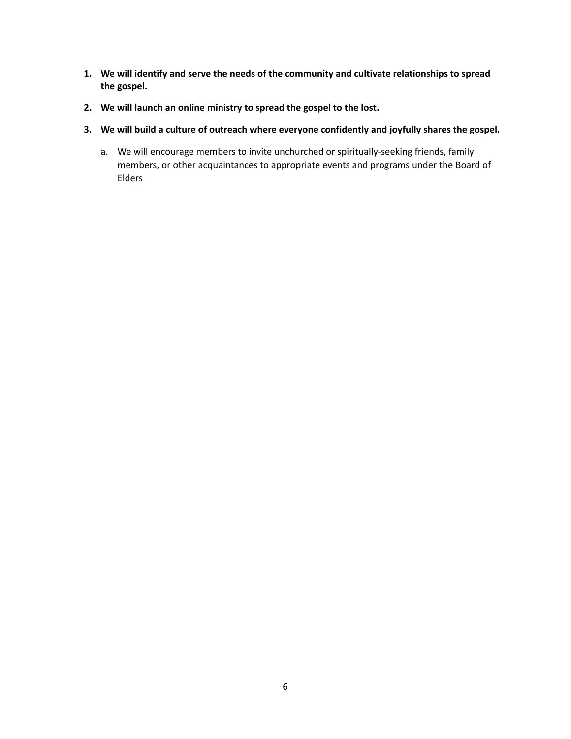1. **We will identify and serve the needs of the community and cultivate relationships to spread the gospel.**

2. **We will launch an online ministry to spread the gospel to the lost.**

3. **We will build a culture of outreach where everyone confidently and joyfully shares the gospel.**

    a. We will encourage members to invite unchurched or spiritually-seeking friends, family members, or other acquaintances to appropriate events and programs under the Board of Elders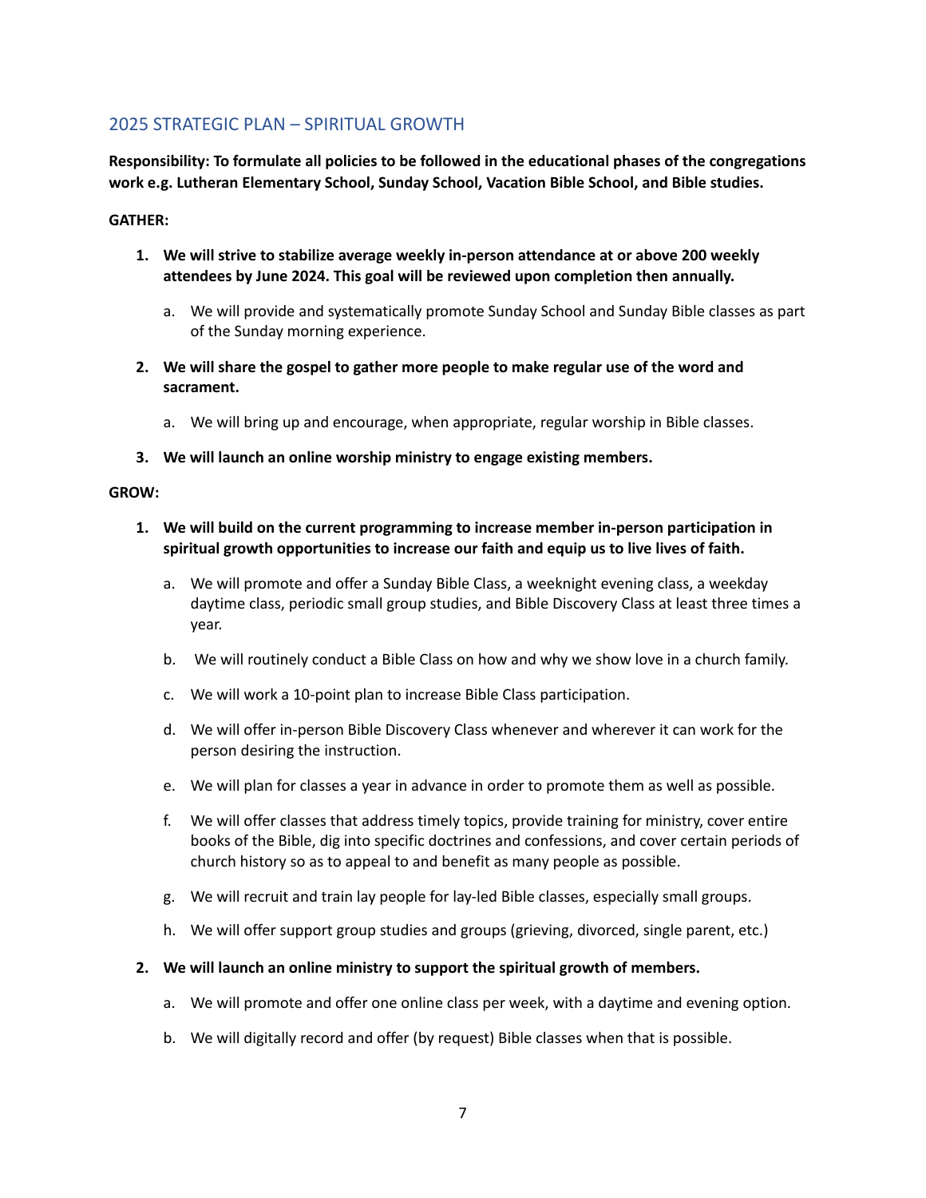## 2025 STRATEGIC PLAN – SPIRITUAL GROWTH

**Responsibility: To formulate all policies to be followed in the educational phases of the congregations work e.g. Lutheran Elementary School, Sunday School, Vacation Bible School, and Bible studies.**

**GATHER:**

1. **We will strive to stabilize average weekly in-person attendance at or above 200 weekly attendees by June 2024. This goal will be reviewed upon completion then annually.**
    a. We will provide and systematically promote Sunday School and Sunday Bible classes as part of the Sunday morning experience.
2. **We will share the gospel to gather more people to make regular use of the word and sacrament.**
    a. We will bring up and encourage, when appropriate, regular worship in Bible classes.
3. **We will launch an online worship ministry to engage existing members.**

**GROW:**

1. **We will build on the current programming to increase member in-person participation in spiritual growth opportunities to increase our faith and equip us to live lives of faith.**
    a. We will promote and offer a Sunday Bible Class, a weeknight evening class, a weekday daytime class, periodic small group studies, and Bible Discovery Class at least three times a year.
    b. We will routinely conduct a Bible Class on how and why we show love in a church family.
    c. We will work a 10-point plan to increase Bible Class participation.
    d. We will offer in-person Bible Discovery Class whenever and wherever it can work for the person desiring the instruction.
    e. We will plan for classes a year in advance in order to promote them as well as possible.
    f. We will offer classes that address timely topics, provide training for ministry, cover entire books of the Bible, dig into specific doctrines and confessions, and cover certain periods of church history so as to appeal to and benefit as many people as possible.
    g. We will recruit and train lay people for lay-led Bible classes, especially small groups.
    h. We will offer support group studies and groups (grieving, divorced, single parent, etc.)
2. **We will launch an online ministry to support the spiritual growth of members.**
    a. We will promote and offer one online class per week, with a daytime and evening option.
    b. We will digitally record and offer (by request) Bible classes when that is possible.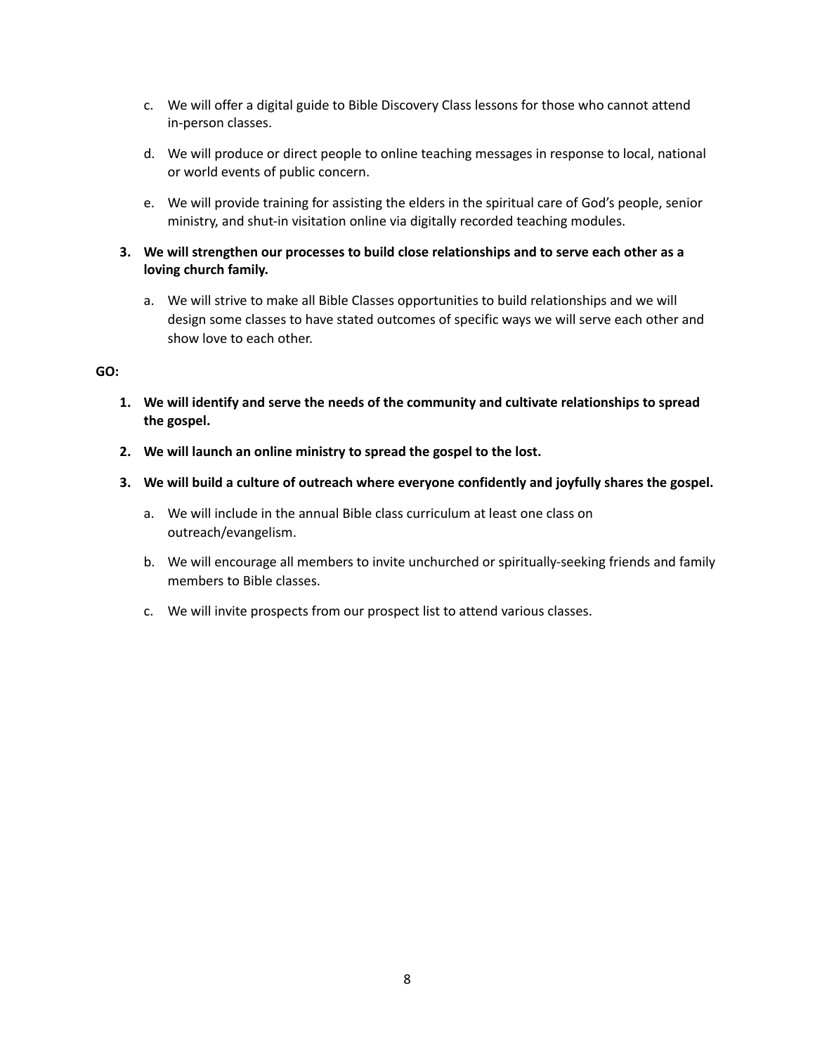c. We will offer a digital guide to Bible Discovery Class lessons for those who cannot attend in-person classes.

   d. We will produce or direct people to online teaching messages in response to local, national or world events of public concern.

   e. We will provide training for assisting the elders in the spiritual care of God's people, senior ministry, and shut-in visitation online via digitally recorded teaching modules.

3. **We will strengthen our processes to build close relationships and to serve each other as a loving church family.**

   a. We will strive to make all Bible Classes opportunities to build relationships and we will design some classes to have stated outcomes of specific ways we will serve each other and show love to each other.

**GO:**

1. **We will identify and serve the needs of the community and cultivate relationships to spread the gospel.**

2. **We will launch an online ministry to spread the gospel to the lost.**

3. **We will build a culture of outreach where everyone confidently and joyfully shares the gospel.**

   a. We will include in the annual Bible class curriculum at least one class on outreach/evangelism.

   b. We will encourage all members to invite unchurched or spiritually-seeking friends and family members to Bible classes.

   c. We will invite prospects from our prospect list to attend various classes.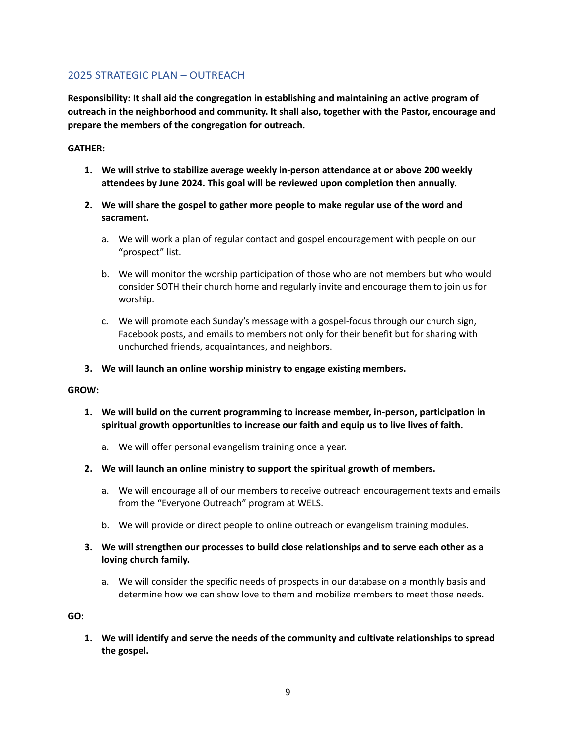## 2025 STRATEGIC PLAN – OUTREACH

**Responsibility: It shall aid the congregation in establishing and maintaining an active program of outreach in the neighborhood and community. It shall also, together with the Pastor, encourage and prepare the members of the congregation for outreach.**

**GATHER:**

1. **We will strive to stabilize average weekly in-person attendance at or above 200 weekly attendees by June 2024. This goal will be reviewed upon completion then annually.**
2. **We will share the gospel to gather more people to make regular use of the word and sacrament.**
    a. We will work a plan of regular contact and gospel encouragement with people on our "prospect" list.
    b. We will monitor the worship participation of those who are not members but who would consider SOTH their church home and regularly invite and encourage them to join us for worship.
    c. We will promote each Sunday's message with a gospel-focus through our church sign, Facebook posts, and emails to members not only for their benefit but for sharing with unchurched friends, acquaintances, and neighbors.
3. **We will launch an online worship ministry to engage existing members.**

**GROW:**

1. **We will build on the current programming to increase member, in-person, participation in spiritual growth opportunities to increase our faith and equip us to live lives of faith.**
    a. We will offer personal evangelism training once a year.
2. **We will launch an online ministry to support the spiritual growth of members.**
    a. We will encourage all of our members to receive outreach encouragement texts and emails from the "Everyone Outreach" program at WELS.
    b. We will provide or direct people to online outreach or evangelism training modules.
3. **We will strengthen our processes to build close relationships and to serve each other as a loving church family.**
    a. We will consider the specific needs of prospects in our database on a monthly basis and determine how we can show love to them and mobilize members to meet those needs.

**GO:**

1. **We will identify and serve the needs of the community and cultivate relationships to spread the gospel.**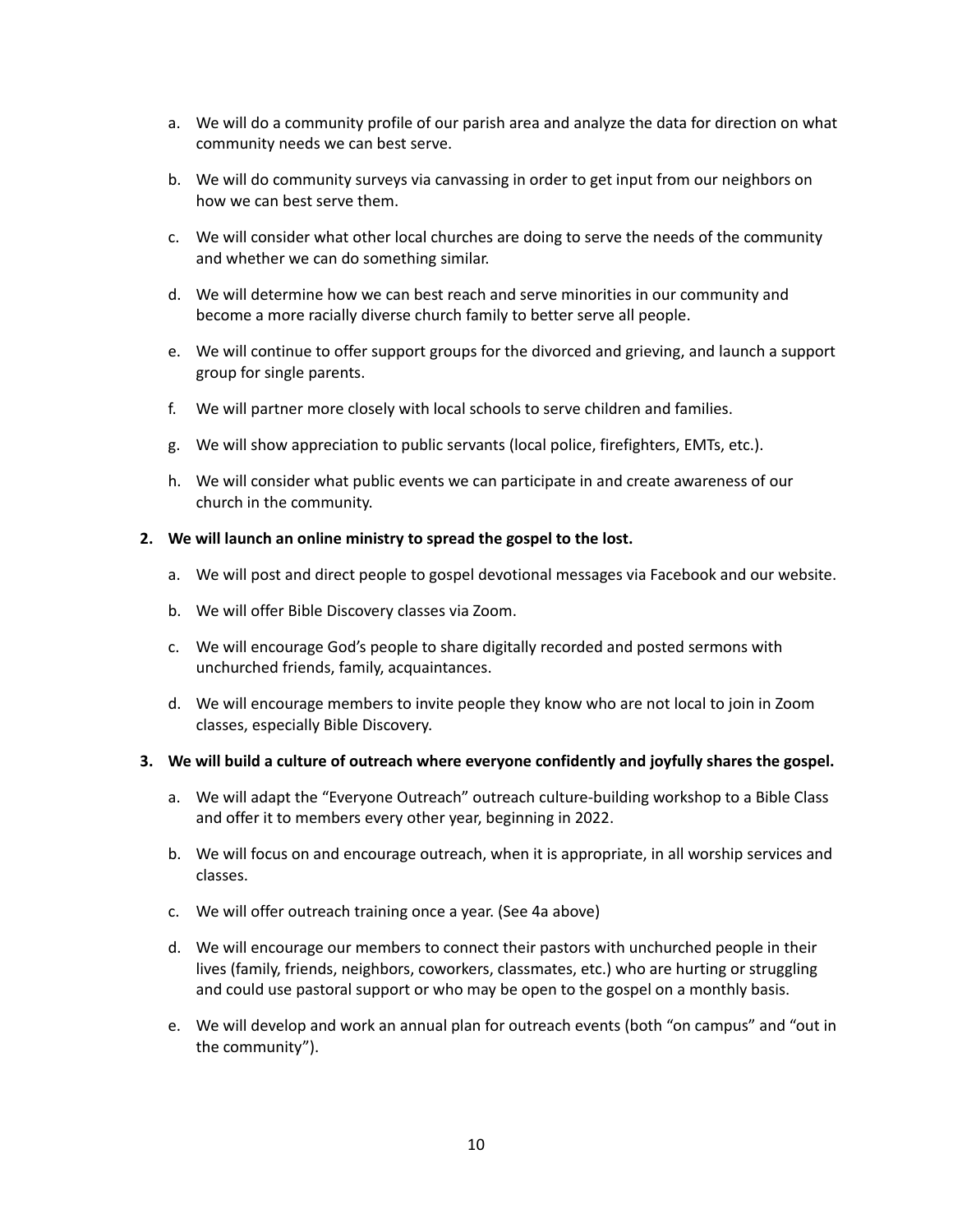a. We will do a community profile of our parish area and analyze the data for direction on what community needs we can best serve.

b. We will do community surveys via canvassing in order to get input from our neighbors on how we can best serve them.

c. We will consider what other local churches are doing to serve the needs of the community and whether we can do something similar.

d. We will determine how we can best reach and serve minorities in our community and become a more racially diverse church family to better serve all people.

e. We will continue to offer support groups for the divorced and grieving, and launch a support group for single parents.

f. We will partner more closely with local schools to serve children and families.

g. We will show appreciation to public servants (local police, firefighters, EMTs, etc.).

h. We will consider what public events we can participate in and create awareness of our church in the community.

**2. We will launch an online ministry to spread the gospel to the lost.**

a. We will post and direct people to gospel devotional messages via Facebook and our website.

b. We will offer Bible Discovery classes via Zoom.

c. We will encourage God's people to share digitally recorded and posted sermons with unchurched friends, family, acquaintances.

d. We will encourage members to invite people they know who are not local to join in Zoom classes, especially Bible Discovery.

**3. We will build a culture of outreach where everyone confidently and joyfully shares the gospel.**

a. We will adapt the "Everyone Outreach" outreach culture-building workshop to a Bible Class and offer it to members every other year, beginning in 2022.

b. We will focus on and encourage outreach, when it is appropriate, in all worship services and classes.

c. We will offer outreach training once a year. (See 4a above)

d. We will encourage our members to connect their pastors with unchurched people in their lives (family, friends, neighbors, coworkers, classmates, etc.) who are hurting or struggling and could use pastoral support or who may be open to the gospel on a monthly basis.

e. We will develop and work an annual plan for outreach events (both "on campus" and "out in the community").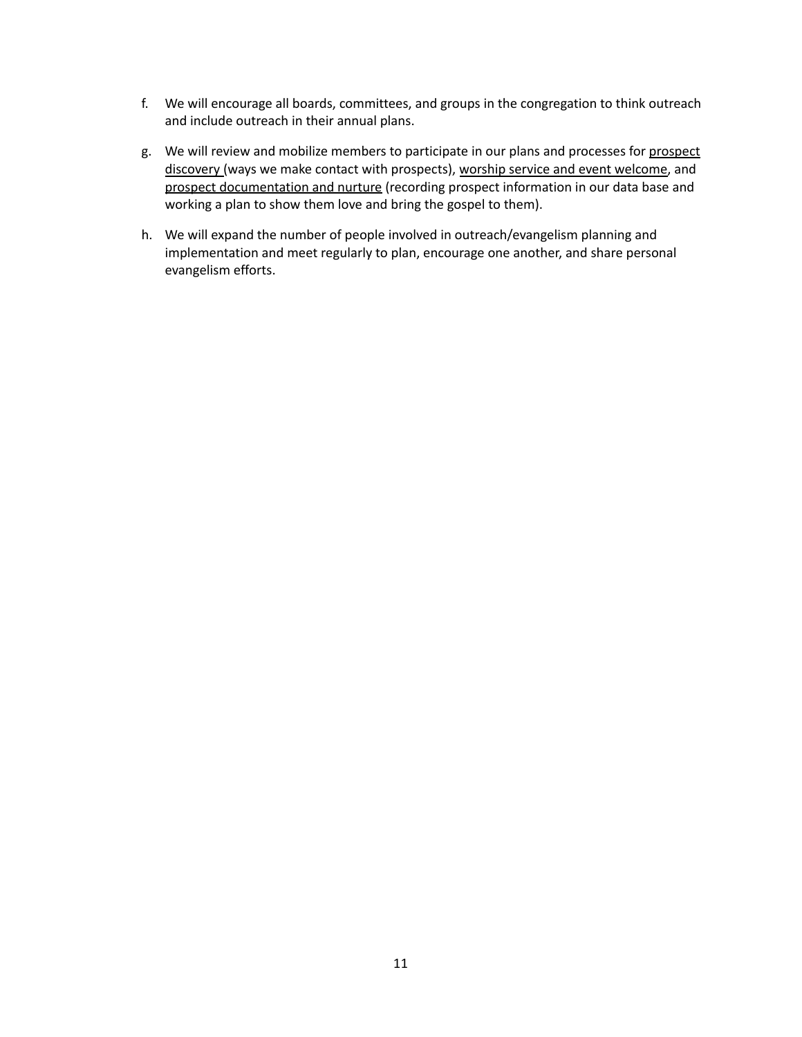f. We will encourage all boards, committees, and groups in the congregation to think outreach and include outreach in their annual plans.

g. We will review and mobilize members to participate in our plans and processes for <u>prospect discovery</u> (ways we make contact with prospects), <u>worship service and event welcome</u>, and <u>prospect documentation and nurture</u> (recording prospect information in our data base and working a plan to show them love and bring the gospel to them).

h. We will expand the number of people involved in outreach/evangelism planning and implementation and meet regularly to plan, encourage one another, and share personal evangelism efforts.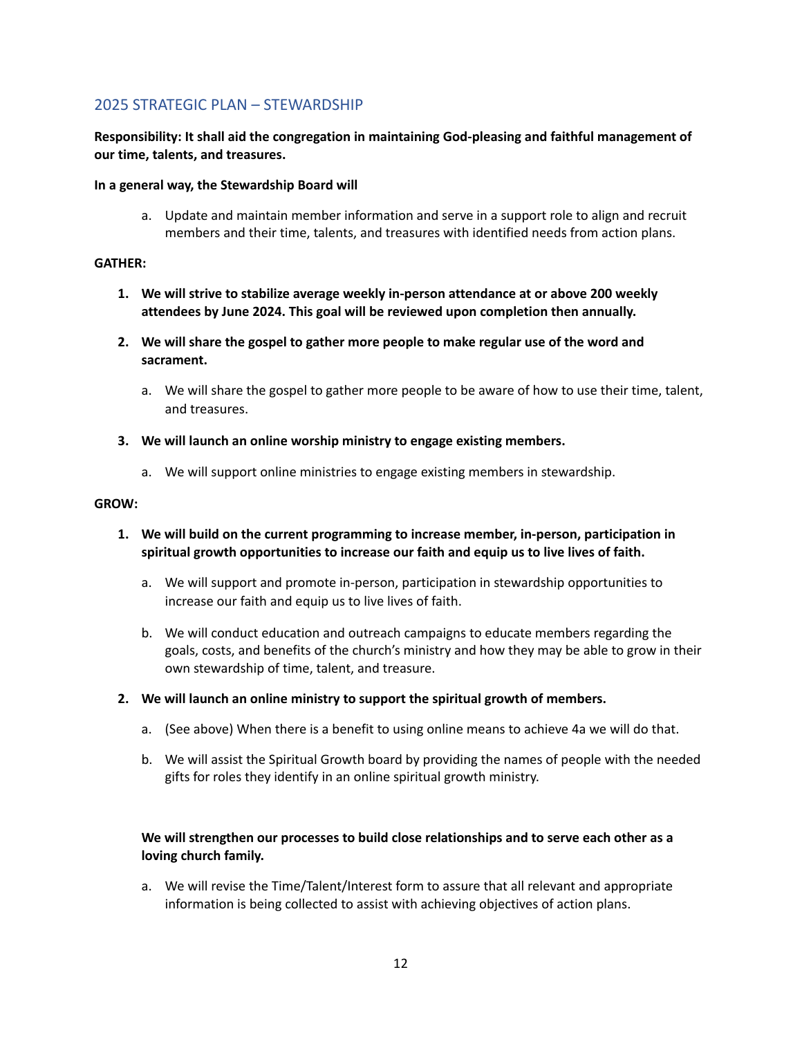## 2025 STRATEGIC PLAN – STEWARDSHIP

**Responsibility: It shall aid the congregation in maintaining God-pleasing and faithful management of our time, talents, and treasures.**

**In a general way, the Stewardship Board will**

a. Update and maintain member information and serve in a support role to align and recruit members and their time, talents, and treasures with identified needs from action plans.

**GATHER:**

1. **We will strive to stabilize average weekly in-person attendance at or above 200 weekly attendees by June 2024. This goal will be reviewed upon completion then annually.**
2. **We will share the gospel to gather more people to make regular use of the word and sacrament.**
    a. We will share the gospel to gather more people to be aware of how to use their time, talent, and treasures.
3. **We will launch an online worship ministry to engage existing members.**
    a. We will support online ministries to engage existing members in stewardship.

**GROW:**

1. **We will build on the current programming to increase member, in-person, participation in spiritual growth opportunities to increase our faith and equip us to live lives of faith.**
    a. We will support and promote in-person, participation in stewardship opportunities to increase our faith and equip us to live lives of faith.
    b. We will conduct education and outreach campaigns to educate members regarding the goals, costs, and benefits of the church's ministry and how they may be able to grow in their own stewardship of time, talent, and treasure.
2. **We will launch an online ministry to support the spiritual growth of members.**
    a. (See above) When there is a benefit to using online means to achieve 4a we will do that.
    b. We will assist the Spiritual Growth board by providing the names of people with the needed gifts for roles they identify in an online spiritual growth ministry.

**We will strengthen our processes to build close relationships and to serve each other as a loving church family.**

a. We will revise the Time/Talent/Interest form to assure that all relevant and appropriate information is being collected to assist with achieving objectives of action plans.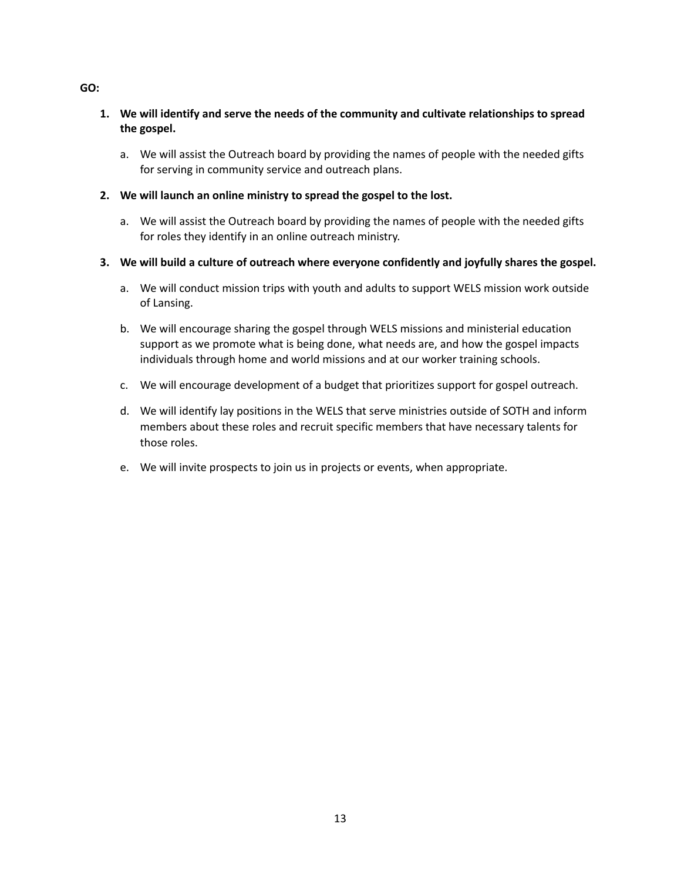**GO:**

1. **We will identify and serve the needs of the community and cultivate relationships to spread the gospel.**

   a. We will assist the Outreach board by providing the names of people with the needed gifts for serving in community service and outreach plans.

2. **We will launch an online ministry to spread the gospel to the lost.**

   a. We will assist the Outreach board by providing the names of people with the needed gifts for roles they identify in an online outreach ministry.

3. **We will build a culture of outreach where everyone confidently and joyfully shares the gospel.**

   a. We will conduct mission trips with youth and adults to support WELS mission work outside of Lansing.

   b. We will encourage sharing the gospel through WELS missions and ministerial education support as we promote what is being done, what needs are, and how the gospel impacts individuals through home and world missions and at our worker training schools.

   c. We will encourage development of a budget that prioritizes support for gospel outreach.

   d. We will identify lay positions in the WELS that serve ministries outside of SOTH and inform members about these roles and recruit specific members that have necessary talents for those roles.

   e. We will invite prospects to join us in projects or events, when appropriate.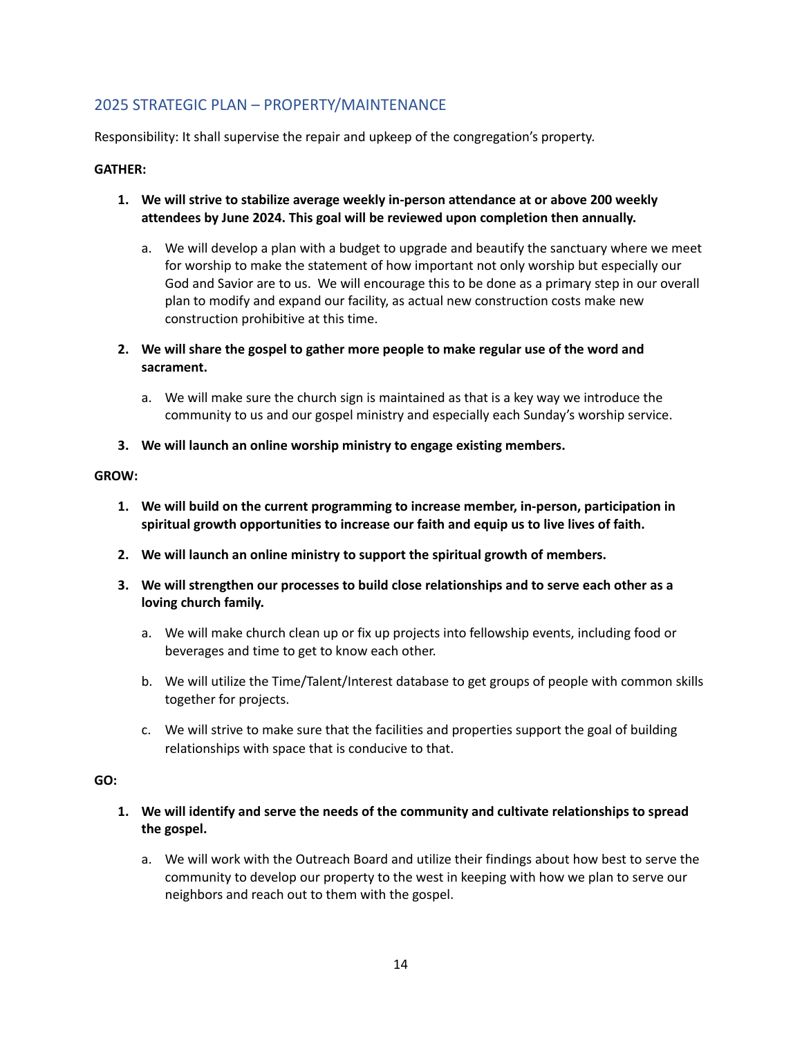## 2025 STRATEGIC PLAN – PROPERTY/MAINTENANCE

Responsibility: It shall supervise the repair and upkeep of the congregation's property.

**GATHER:**

1. **We will strive to stabilize average weekly in-person attendance at or above 200 weekly attendees by June 2024. This goal will be reviewed upon completion then annually.**
    a. We will develop a plan with a budget to upgrade and beautify the sanctuary where we meet for worship to make the statement of how important not only worship but especially our God and Savior are to us. We will encourage this to be done as a primary step in our overall plan to modify and expand our facility, as actual new construction costs make new construction prohibitive at this time.
2. **We will share the gospel to gather more people to make regular use of the word and sacrament.**
    a. We will make sure the church sign is maintained as that is a key way we introduce the community to us and our gospel ministry and especially each Sunday's worship service.
3. **We will launch an online worship ministry to engage existing members.**

**GROW:**

1. **We will build on the current programming to increase member, in-person, participation in spiritual growth opportunities to increase our faith and equip us to live lives of faith.**
2. **We will launch an online ministry to support the spiritual growth of members.**
3. **We will strengthen our processes to build close relationships and to serve each other as a loving church family.**
    a. We will make church clean up or fix up projects into fellowship events, including food or beverages and time to get to know each other.
    b. We will utilize the Time/Talent/Interest database to get groups of people with common skills together for projects.
    c. We will strive to make sure that the facilities and properties support the goal of building relationships with space that is conducive to that.

**GO:**

1. **We will identify and serve the needs of the community and cultivate relationships to spread the gospel.**
    a. We will work with the Outreach Board and utilize their findings about how best to serve the community to develop our property to the west in keeping with how we plan to serve our neighbors and reach out to them with the gospel.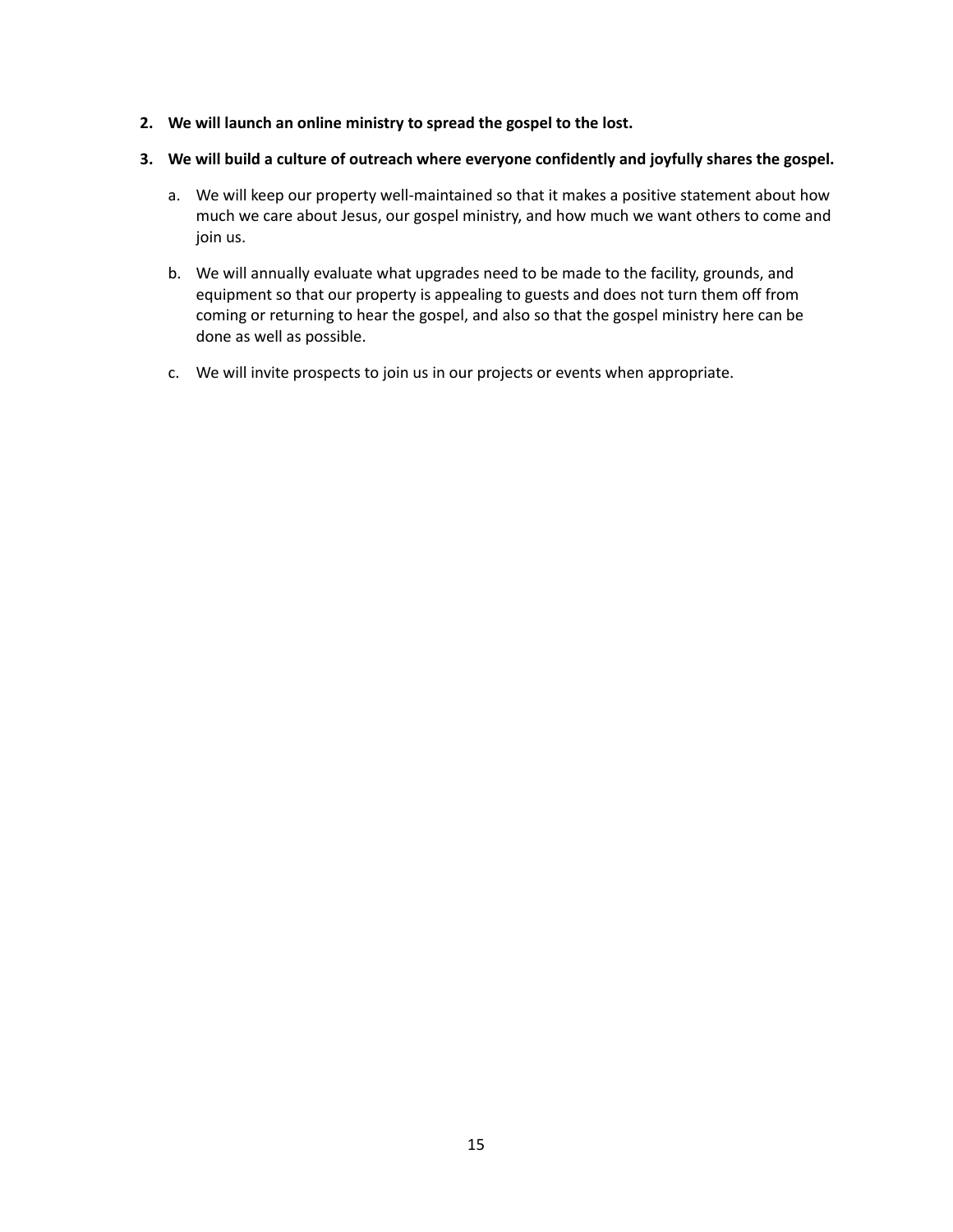2. **We will launch an online ministry to spread the gospel to the lost.**

3. **We will build a culture of outreach where everyone confidently and joyfully shares the gospel.**

    a. We will keep our property well-maintained so that it makes a positive statement about how much we care about Jesus, our gospel ministry, and how much we want others to come and join us.

    b. We will annually evaluate what upgrades need to be made to the facility, grounds, and equipment so that our property is appealing to guests and does not turn them off from coming or returning to hear the gospel, and also so that the gospel ministry here can be done as well as possible.

    c. We will invite prospects to join us in our projects or events when appropriate.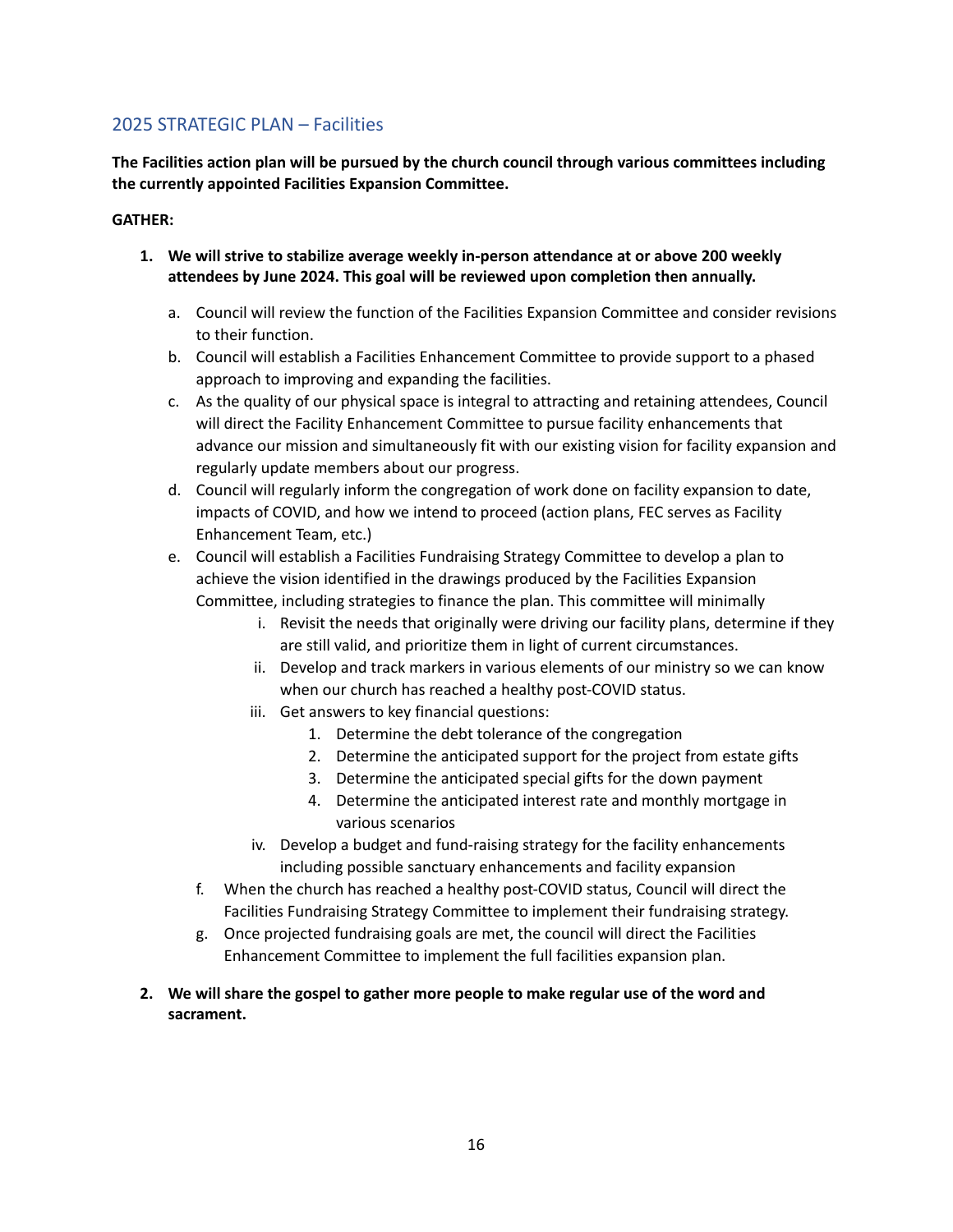## 2025 STRATEGIC PLAN – Facilities

**The Facilities action plan will be pursued by the church council through various committees including the currently appointed Facilities Expansion Committee.**

**GATHER:**

1. **We will strive to stabilize average weekly in-person attendance at or above 200 weekly attendees by June 2024. This goal will be reviewed upon completion then annually.**
    a. Council will review the function of the Facilities Expansion Committee and consider revisions to their function.
    b. Council will establish a Facilities Enhancement Committee to provide support to a phased approach to improving and expanding the facilities.
    c. As the quality of our physical space is integral to attracting and retaining attendees, Council will direct the Facility Enhancement Committee to pursue facility enhancements that advance our mission and simultaneously fit with our existing vision for facility expansion and regularly update members about our progress.
    d. Council will regularly inform the congregation of work done on facility expansion to date, impacts of COVID, and how we intend to proceed (action plans, FEC serves as Facility Enhancement Team, etc.)
    e. Council will establish a Facilities Fundraising Strategy Committee to develop a plan to achieve the vision identified in the drawings produced by the Facilities Expansion Committee, including strategies to finance the plan. This committee will minimally
        i. Revisit the needs that originally were driving our facility plans, determine if they are still valid, and prioritize them in light of current circumstances.
        ii. Develop and track markers in various elements of our ministry so we can know when our church has reached a healthy post-COVID status.
        iii. Get answers to key financial questions:
            1. Determine the debt tolerance of the congregation
            2. Determine the anticipated support for the project from estate gifts
            3. Determine the anticipated special gifts for the down payment
            4. Determine the anticipated interest rate and monthly mortgage in various scenarios
        iv. Develop a budget and fund-raising strategy for the facility enhancements including possible sanctuary enhancements and facility expansion
    f. When the church has reached a healthy post-COVID status, Council will direct the Facilities Fundraising Strategy Committee to implement their fundraising strategy.
    g. Once projected fundraising goals are met, the council will direct the Facilities Enhancement Committee to implement the full facilities expansion plan.
2. **We will share the gospel to gather more people to make regular use of the word and sacrament.**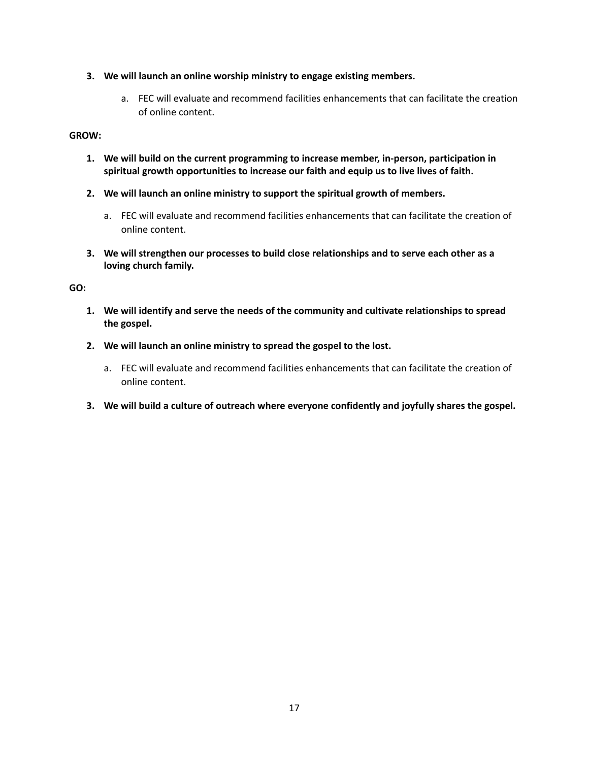3. **We will launch an online worship ministry to engage existing members.**

    a. FEC will evaluate and recommend facilities enhancements that can facilitate the creation of online content.

**GROW:**

1. **We will build on the current programming to increase member, in-person, participation in spiritual growth opportunities to increase our faith and equip us to live lives of faith.**

2. **We will launch an online ministry to support the spiritual growth of members.**

    a. FEC will evaluate and recommend facilities enhancements that can facilitate the creation of online content.

3. **We will strengthen our processes to build close relationships and to serve each other as a loving church family.**

**GO:**

1. **We will identify and serve the needs of the community and cultivate relationships to spread the gospel.**

2. **We will launch an online ministry to spread the gospel to the lost.**

    a. FEC will evaluate and recommend facilities enhancements that can facilitate the creation of online content.

3. **We will build a culture of outreach where everyone confidently and joyfully shares the gospel.**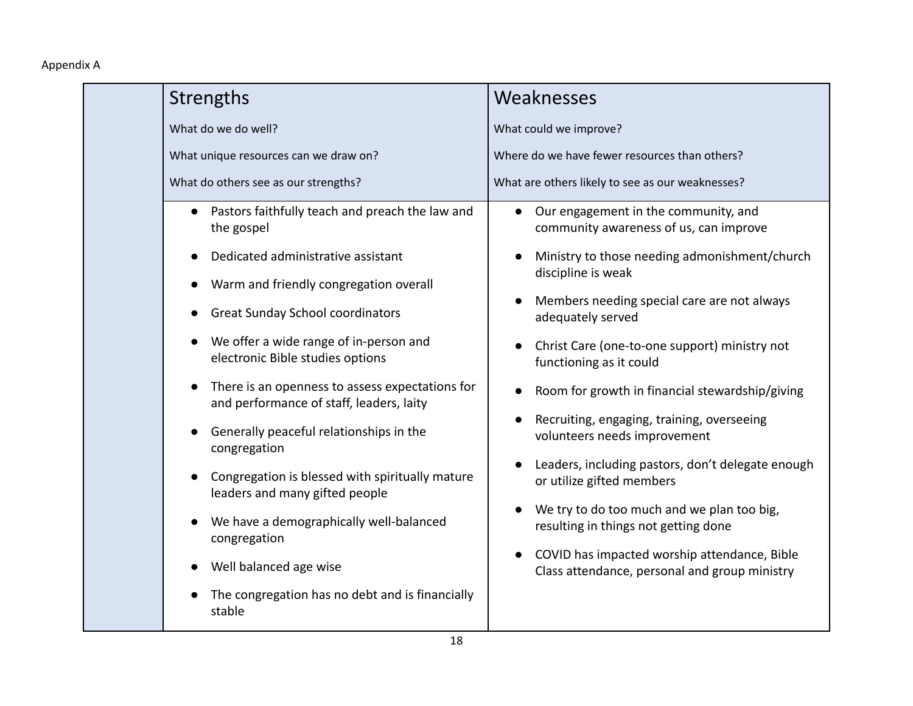Appendix A

| | Strengths<br><br>What do we do well?<br><br>What unique resources can we draw on?<br><br>What do others see as our strengths? | Weaknesses<br><br>What could we improve?<br><br>Where do we have fewer resources than others?<br><br>What are others likely to see as our weaknesses? |
|---|---|---|
| | • Pastors faithfully teach and preach the law and the gospel<br>• Dedicated administrative assistant<br>• Warm and friendly congregation overall<br>• Great Sunday School coordinators<br>• We offer a wide range of in-person and electronic Bible studies options<br>• There is an openness to assess expectations for and performance of staff, leaders, laity<br>• Generally peaceful relationships in the congregation<br>• Congregation is blessed with spiritually mature leaders and many gifted people<br>• We have a demographically well-balanced congregation<br>• Well balanced age wise<br>• The congregation has no debt and is financially stable | • Our engagement in the community, and community awareness of us, can improve<br>• Ministry to those needing admonishment/church discipline is weak<br>• Members needing special care are not always adequately served<br>• Christ Care (one-to-one support) ministry not functioning as it could<br>• Room for growth in financial stewardship/giving<br>• Recruiting, engaging, training, overseeing volunteers needs improvement<br>• Leaders, including pastors, don't delegate enough or utilize gifted members<br>• We try to do too much and we plan too big, resulting in things not getting done<br>• COVID has impacted worship attendance, Bible Class attendance, personal and group ministry |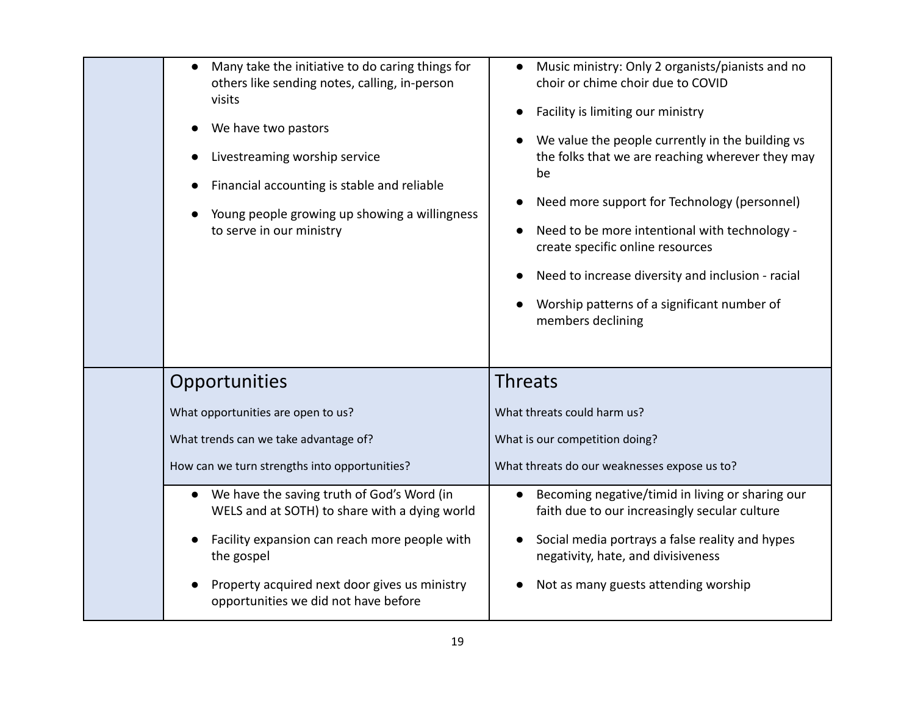| | | |
|---|---|---|
| | • Many take the initiative to do caring things for others like sending notes, calling, in-person visits<br>• We have two pastors<br>• Livestreaming worship service<br>• Financial accounting is stable and reliable<br>• Young people growing up showing a willingness to serve in our ministry | • Music ministry: Only 2 organists/pianists and no choir or chime choir due to COVID<br>• Facility is limiting our ministry<br>• We value the people currently in the building vs the folks that we are reaching wherever they may be<br>• Need more support for Technology (personnel)<br>• Need to be more intentional with technology - create specific online resources<br>• Need to increase diversity and inclusion - racial<br>• Worship patterns of a significant number of members declining |
| | **Opportunities**<br>What opportunities are open to us?<br>What trends can we take advantage of?<br>How can we turn strengths into opportunities? | **Threats**<br>What threats could harm us?<br>What is our competition doing?<br>What threats do our weaknesses expose us to? |
| | • We have the saving truth of God's Word (in WELS and at SOTH) to share with a dying world<br>• Facility expansion can reach more people with the gospel<br>• Property acquired next door gives us ministry opportunities we did not have before | • Becoming negative/timid in living or sharing our faith due to our increasingly secular culture<br>• Social media portrays a false reality and hypes negativity, hate, and divisiveness<br>• Not as many guests attending worship |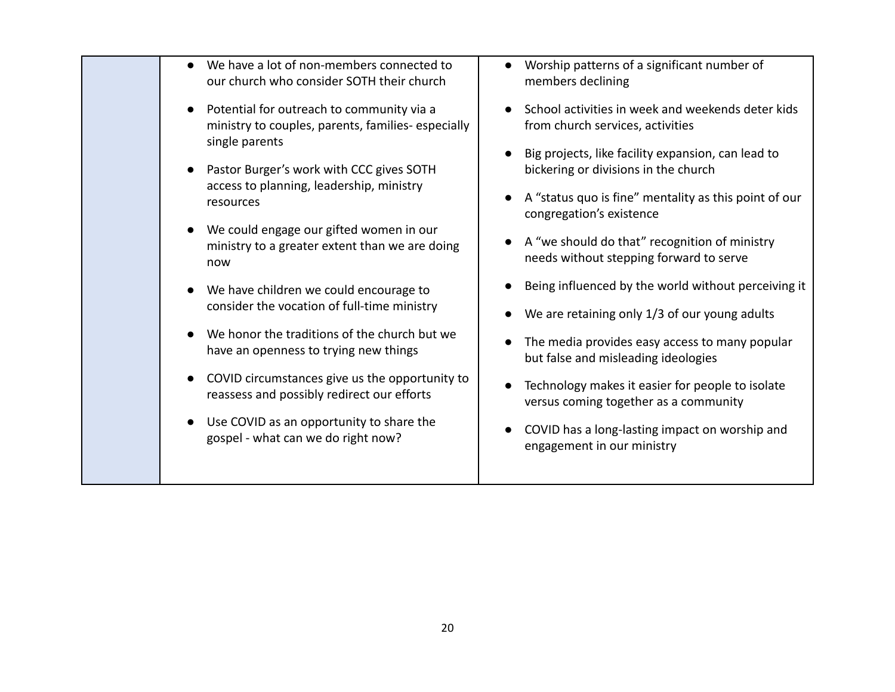| | | |
|---|---|---|
| | • We have a lot of non-members connected to our church who consider SOTH their church<br>• Potential for outreach to community via a ministry to couples, parents, families- especially single parents<br>• Pastor Burger's work with CCC gives SOTH access to planning, leadership, ministry resources<br>• We could engage our gifted women in our ministry to a greater extent than we are doing now<br>• We have children we could encourage to consider the vocation of full-time ministry<br>• We honor the traditions of the church but we have an openness to trying new things<br>• COVID circumstances give us the opportunity to reassess and possibly redirect our efforts<br>• Use COVID as an opportunity to share the gospel - what can we do right now? | • Worship patterns of a significant number of members declining<br>• School activities in week and weekends deter kids from church services, activities<br>• Big projects, like facility expansion, can lead to bickering or divisions in the church<br>• A "status quo is fine" mentality as this point of our congregation's existence<br>• A "we should do that" recognition of ministry needs without stepping forward to serve<br>• Being influenced by the world without perceiving it<br>• We are retaining only 1/3 of our young adults<br>• The media provides easy access to many popular but false and misleading ideologies<br>• Technology makes it easier for people to isolate versus coming together as a community<br>• COVID has a long-lasting impact on worship and engagement in our ministry |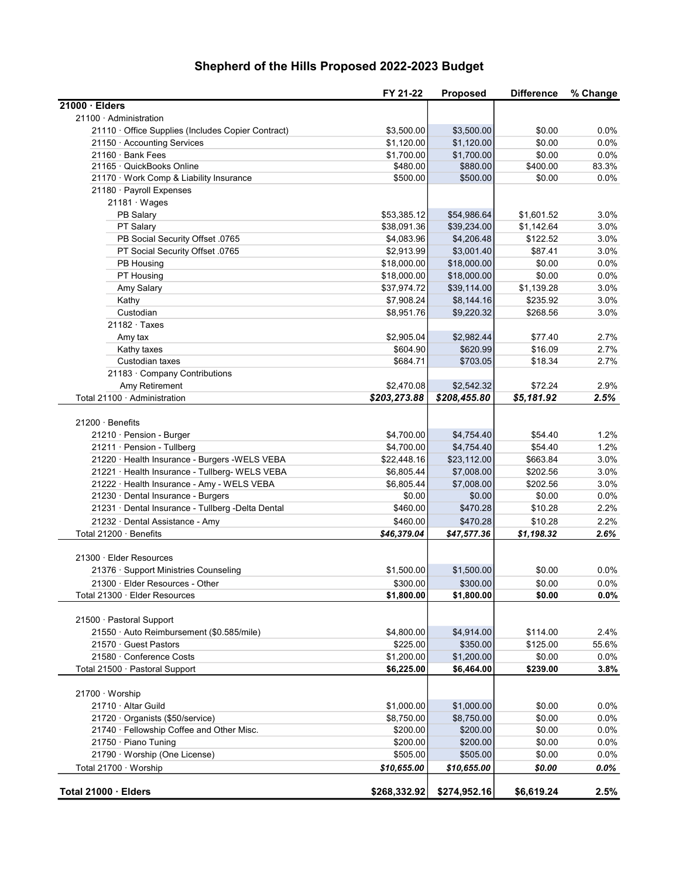# Shepherd of the Hills Proposed 2022-2023 Budget

| | FY 21-22 | Proposed | Difference | % Change |
|---|---|---|---|---|
| **21000 · Elders** | | | | |
| 21100 · Administration | | | | |
| 21110 · Office Supplies (Includes Copier Contract) | $3,500.00 | $3,500.00 | $0.00 | 0.0% |
| 21150 · Accounting Services | $1,120.00 | $1,120.00 | $0.00 | 0.0% |
| 21160 · Bank Fees | $1,700.00 | $1,700.00 | $0.00 | 0.0% |
| 21165 · QuickBooks Online | $480.00 | $880.00 | $400.00 | 83.3% |
| 21170 · Work Comp & Liability Insurance | $500.00 | $500.00 | $0.00 | 0.0% |
| 21180 · Payroll Expenses | | | | |
| 21181 · Wages | | | | |
| PB Salary | $53,385.12 | $54,986.64 | $1,601.52 | 3.0% |
| PT Salary | $38,091.36 | $39,234.00 | $1,142.64 | 3.0% |
| PB Social Security Offset .0765 | $4,083.96 | $4,206.48 | $122.52 | 3.0% |
| PT Social Security Offset .0765 | $2,913.99 | $3,001.40 | $87.41 | 3.0% |
| PB Housing | $18,000.00 | $18,000.00 | $0.00 | 0.0% |
| PT Housing | $18,000.00 | $18,000.00 | $0.00 | 0.0% |
| Amy Salary | $37,974.72 | $39,114.00 | $1,139.28 | 3.0% |
| Kathy | $7,908.24 | $8,144.16 | $235.92 | 3.0% |
| Custodian | $8,951.76 | $9,220.32 | $268.56 | 3.0% |
| 21182 · Taxes | | | | |
| Amy tax | $2,905.04 | $2,982.44 | $77.40 | 2.7% |
| Kathy taxes | $604.90 | $620.99 | $16.09 | 2.7% |
| Custodian taxes | $684.71 | $703.05 | $18.34 | 2.7% |
| 21183 · Company Contributions | | | | |
| Amy Retirement | $2,470.08 | $2,542.32 | $72.24 | 2.9% |
| Total 21100 · Administration | ***$203,273.88*** | ***$208,455.80*** | ***$5,181.92*** | ***2.5%*** |
| | | | | |
| 21200 · Benefits | | | | |
| 21210 · Pension - Burger | $4,700.00 | $4,754.40 | $54.40 | 1.2% |
| 21211 · Pension - Tullberg | $4,700.00 | $4,754.40 | $54.40 | 1.2% |
| 21220 · Health Insurance - Burgers -WELS VEBA | $22,448.16 | $23,112.00 | $663.84 | 3.0% |
| 21221 · Health Insurance - Tullberg- WELS VEBA | $6,805.44 | $7,008.00 | $202.56 | 3.0% |
| 21222 · Health Insurance - Amy - WELS VEBA | $6,805.44 | $7,008.00 | $202.56 | 3.0% |
| 21230 · Dental Insurance - Burgers | $0.00 | $0.00 | $0.00 | 0.0% |
| 21231 · Dental Insurance - Tullberg -Delta Dental | $460.00 | $470.28 | $10.28 | 2.2% |
| 21232 · Dental Assistance - Amy | $460.00 | $470.28 | $10.28 | 2.2% |
| Total 21200 · Benefits | ***$46,379.04*** | ***$47,577.36*** | ***$1,198.32*** | ***2.6%*** |
| | | | | |
| 21300 · Elder Resources | | | | |
| 21376 · Support Ministries Counseling | $1,500.00 | $1,500.00 | $0.00 | 0.0% |
| 21300 · Elder Resources - Other | $300.00 | $300.00 | $0.00 | 0.0% |
| Total 21300 · Elder Resources | **$1,800.00** | **$1,800.00** | **$0.00** | **0.0%** |
| | | | | |
| 21500 · Pastoral Support | | | | |
| 21550 · Auto Reimbursement ($0.585/mile) | $4,800.00 | $4,914.00 | $114.00 | 2.4% |
| 21570 · Guest Pastors | $225.00 | $350.00 | $125.00 | 55.6% |
| 21580 · Conference Costs | $1,200.00 | $1,200.00 | $0.00 | 0.0% |
| Total 21500 · Pastoral Support | **$6,225.00** | **$6,464.00** | **$239.00** | **3.8%** |
| | | | | |
| 21700 · Worship | | | | |
| 21710 · Altar Guild | $1,000.00 | $1,000.00 | $0.00 | 0.0% |
| 21720 · Organists ($50/service) | $8,750.00 | $8,750.00 | $0.00 | 0.0% |
| 21740 · Fellowship Coffee and Other Misc. | $200.00 | $200.00 | $0.00 | 0.0% |
| 21750 · Piano Tuning | $200.00 | $200.00 | $0.00 | 0.0% |
| 21790 · Worship (One License) | $505.00 | $505.00 | $0.00 | 0.0% |
| Total 21700 · Worship | ***$10,655.00*** | ***$10,655.00*** | ***$0.00*** | ***0.0%*** |
| | | | | |
| **Total 21000 · Elders** | **$268,332.92** | **$274,952.16** | **$6,619.24** | **2.5%** |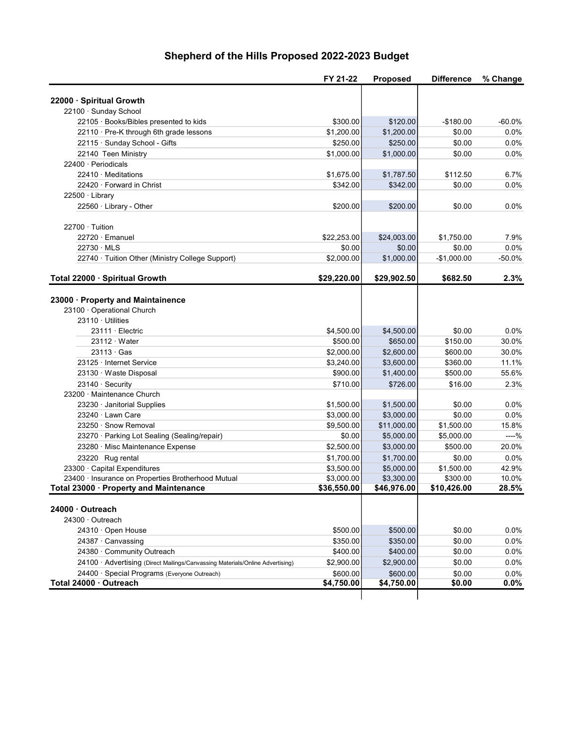# Shepherd of the Hills Proposed 2022-2023 Budget

| | FY 21-22 | Proposed | Difference | % Change |
|---|---|---|---|---|
| **22000 · Spiritual Growth** | | | | |
| 22100 · Sunday School | | | | |
| 22105 · Books/Bibles presented to kids | $300.00 | $120.00 | -$180.00 | -60.0% |
| 22110 · Pre-K through 6th grade lessons | $1,200.00 | $1,200.00 | $0.00 | 0.0% |
| 22115 · Sunday School - Gifts | $250.00 | $250.00 | $0.00 | 0.0% |
| 22140 Teen Ministry | $1,000.00 | $1,000.00 | $0.00 | 0.0% |
| 22400 · Periodicals | | | | |
| 22410 · Meditations | $1,675.00 | $1,787.50 | $112.50 | 6.7% |
| 22420 · Forward in Christ | $342.00 | $342.00 | $0.00 | 0.0% |
| 22500 · Library | | | | |
| 22560 · Library - Other | $200.00 | $200.00 | $0.00 | 0.0% |
| 22700 · Tuition | | | | |
| 22720 · Emanuel | $22,253.00 | $24,003.00 | $1,750.00 | 7.9% |
| 22730 · MLS | $0.00 | $0.00 | $0.00 | 0.0% |
| 22740 · Tuition Other (Ministry College Support) | $2,000.00 | $1,000.00 | -$1,000.00 | -50.0% |
| **Total 22000 · Spiritual Growth** | **$29,220.00** | **$29,902.50** | **$682.50** | **2.3%** |
| **23000 · Property and Maintainence** | | | | |
| 23100 · Operational Church | | | | |
| 23110 · Utilities | | | | |
| 23111 · Electric | $4,500.00 | $4,500.00 | $0.00 | 0.0% |
| 23112 · Water | $500.00 | $650.00 | $150.00 | 30.0% |
| 23113 · Gas | $2,000.00 | $2,600.00 | $600.00 | 30.0% |
| 23125 · Internet Service | $3,240.00 | $3,600.00 | $360.00 | 11.1% |
| 23130 · Waste Disposal | $900.00 | $1,400.00 | $500.00 | 55.6% |
| 23140 · Security | $710.00 | $726.00 | $16.00 | 2.3% |
| 23200 · Maintenance Church | | | | |
| 23230 · Janitorial Supplies | $1,500.00 | $1,500.00 | $0.00 | 0.0% |
| 23240 · Lawn Care | $3,000.00 | $3,000.00 | $0.00 | 0.0% |
| 23250 · Snow Removal | $9,500.00 | $11,000.00 | $1,500.00 | 15.8% |
| 23270 · Parking Lot Sealing (Sealing/repair) | $0.00 | $5,000.00 | $5,000.00 | ----% |
| 23280 · Misc Maintenance Expense | $2,500.00 | $3,000.00 | $500.00 | 20.0% |
| 23220 Rug rental | $1,700.00 | $1,700.00 | $0.00 | 0.0% |
| 23300 · Capital Expenditures | $3,500.00 | $5,000.00 | $1,500.00 | 42.9% |
| 23400 · Insurance on Properties Brotherhood Mutual | $3,000.00 | $3,300.00 | $300.00 | 10.0% |
| **Total 23000 · Property and Maintenance** | **$36,550.00** | **$46,976.00** | **$10,426.00** | **28.5%** |
| **24000 · Outreach** | | | | |
| 24300 · Outreach | | | | |
| 24310 · Open House | $500.00 | $500.00 | $0.00 | 0.0% |
| 24387 · Canvassing | $350.00 | $350.00 | $0.00 | 0.0% |
| 24380 · Community Outreach | $400.00 | $400.00 | $0.00 | 0.0% |
| 24100 · Advertising (Direct Mailings/Canvassing Materials/Online Advertising) | $2,900.00 | $2,900.00 | $0.00 | 0.0% |
| 24400 · Special Programs (Everyone Outreach) | $600.00 | $600.00 | $0.00 | 0.0% |
| **Total 24000 · Outreach** | **$4,750.00** | **$4,750.00** | **$0.00** | **0.0%** |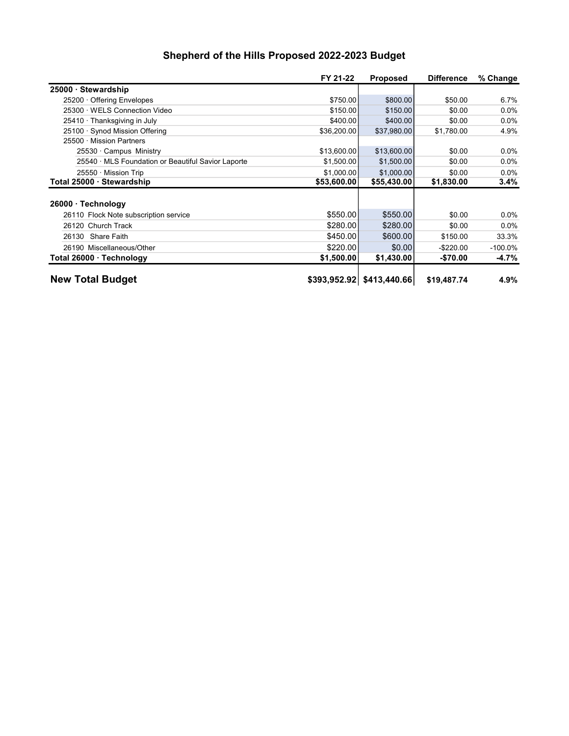# Shepherd of the Hills Proposed 2022-2023 Budget

| | FY 21-22 | Proposed | Difference | % Change |
|---|---|---|---|---|
| **25000 · Stewardship** | | | | |
| 25200 · Offering Envelopes | $750.00 | $800.00 | $50.00 | 6.7% |
| 25300 · WELS Connection Video | $150.00 | $150.00 | $0.00 | 0.0% |
| 25410 · Thanksgiving in July | $400.00 | $400.00 | $0.00 | 0.0% |
| 25100 · Synod Mission Offering | $36,200.00 | $37,980.00 | $1,780.00 | 4.9% |
| 25500 · Mission Partners | | | | |
| 25530 · Campus Ministry | $13,600.00 | $13,600.00 | $0.00 | 0.0% |
| 25540 · MLS Foundation or Beautiful Savior Laporte | $1,500.00 | $1,500.00 | $0.00 | 0.0% |
| 25550 · Mission Trip | $1,000.00 | $1,000.00 | $0.00 | 0.0% |
| **Total 25000 · Stewardship** | **$53,600.00** | **$55,430.00** | **$1,830.00** | **3.4%** |
| | | | | |
| **26000 · Technology** | | | | |
| 26110 Flock Note subscription service | $550.00 | $550.00 | $0.00 | 0.0% |
| 26120 Church Track | $280.00 | $280.00 | $0.00 | 0.0% |
| 26130 Share Faith | $450.00 | $600.00 | $150.00 | 33.3% |
| 26190 Miscellaneous/Other | $220.00 | $0.00 | -$220.00 | -100.0% |
| **Total 26000 · Technology** | **$1,500.00** | **$1,430.00** | **-$70.00** | **-4.7%** |
| | | | | |
| **New Total Budget** | **$393,952.92** | **$413,440.66** | **$19,487.74** | **4.9%** |